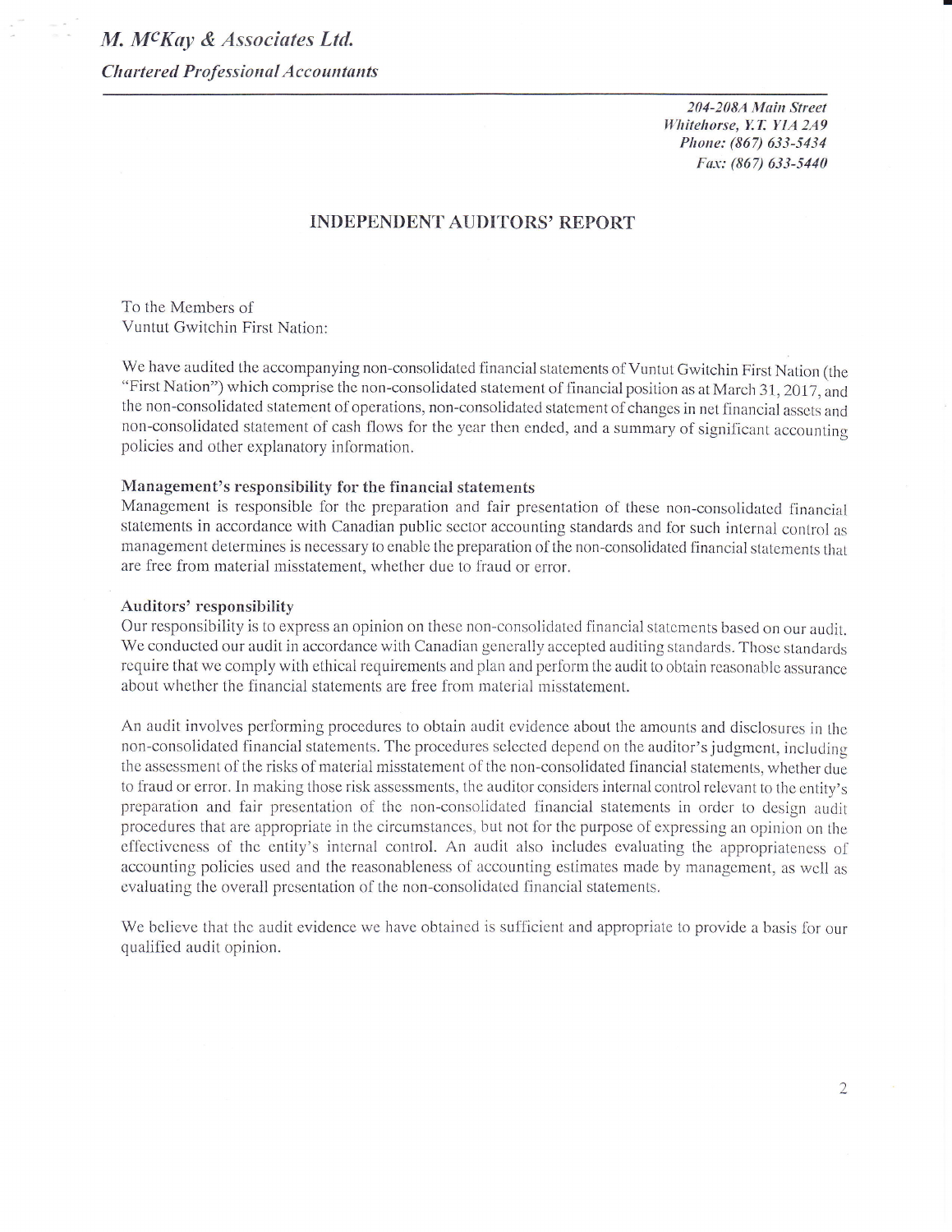*M. McKay & Associates Ltd.*

*Chartered Professional Accountants*

*204-208A Main Street*
*Whitehorse, Y.T. Y1A 2A9*
*Phone: (867) 633-5434*
*Fax: (867) 633-5440*

## INDEPENDENT AUDITORS' REPORT

To the Members of
Vuntut Gwitchin First Nation:

We have audited the accompanying non-consolidated financial statements of Vuntut Gwitchin First Nation (the "First Nation") which comprise the non-consolidated statement of financial position as at March 31, 2017, and the non-consolidated statement of operations, non-consolidated statement of changes in net financial assets and non-consolidated statement of cash flows for the year then ended, and a summary of significant accounting policies and other explanatory information.

**Management's responsibility for the financial statements**

Management is responsible for the preparation and fair presentation of these non-consolidated financial statements in accordance with Canadian public sector accounting standards and for such internal control as management determines is necessary to enable the preparation of the non-consolidated financial statements that are free from material misstatement, whether due to fraud or error.

**Auditors' responsibility**

Our responsibility is to express an opinion on these non-consolidated financial statements based on our audit. We conducted our audit in accordance with Canadian generally accepted auditing standards. Those standards require that we comply with ethical requirements and plan and perform the audit to obtain reasonable assurance about whether the financial statements are free from material misstatement.

An audit involves performing procedures to obtain audit evidence about the amounts and disclosures in the non-consolidated financial statements. The procedures selected depend on the auditor's judgment, including the assessment of the risks of material misstatement of the non-consolidated financial statements, whether due to fraud or error. In making those risk assessments, the auditor considers internal control relevant to the entity's preparation and fair presentation of the non-consolidated financial statements in order to design audit procedures that are appropriate in the circumstances, but not for the purpose of expressing an opinion on the effectiveness of the entity's internal control. An audit also includes evaluating the appropriateness of accounting policies used and the reasonableness of accounting estimates made by management, as well as evaluating the overall presentation of the non-consolidated financial statements.

We believe that the audit evidence we have obtained is sufficient and appropriate to provide a basis for our qualified audit opinion.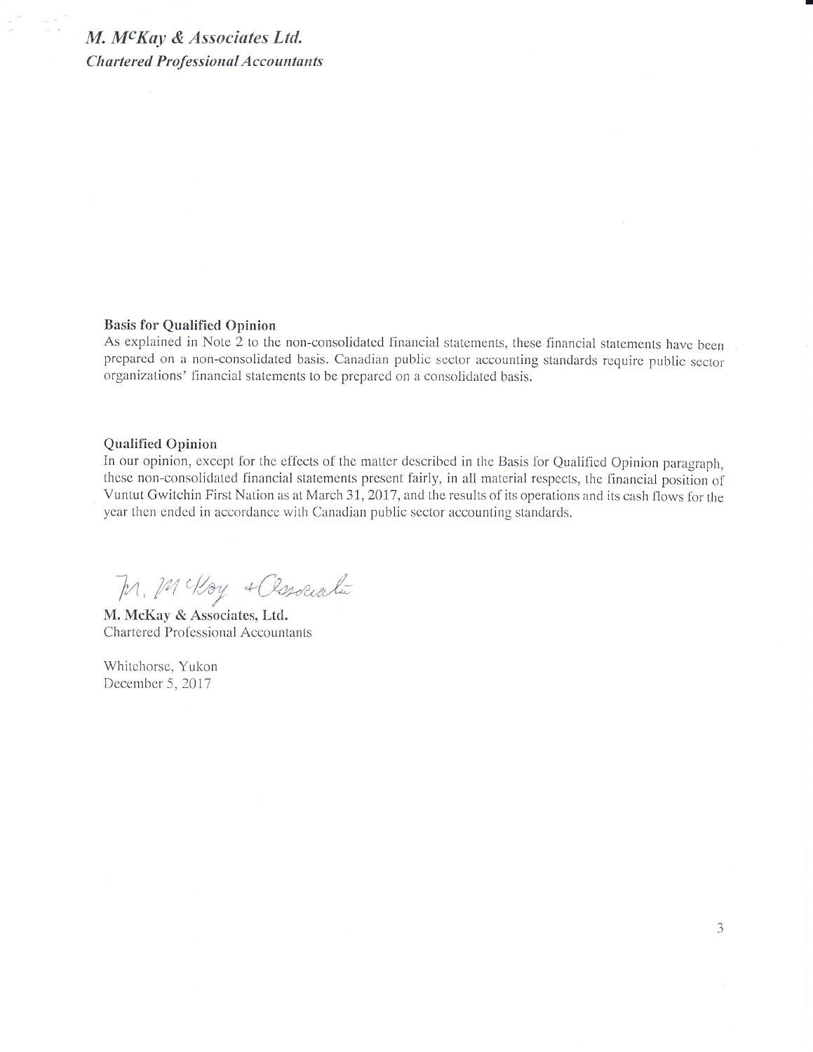*M. McKay & Associates Ltd.*
*Chartered Professional Accountants*

**Basis for Qualified Opinion**

As explained in Note 2 to the non-consolidated financial statements, these financial statements have been prepared on a non-consolidated basis. Canadian public sector accounting standards require public sector organizations' financial statements to be prepared on a consolidated basis.

**Qualified Opinion**

In our opinion, except for the effects of the matter described in the Basis for Qualified Opinion paragraph, these non-consolidated financial statements present fairly, in all material respects, the financial position of Vuntut Gwitchin First Nation as at March 31, 2017, and the results of its operations and its cash flows for the year then ended in accordance with Canadian public sector accounting standards.

M. McKay + Associates

M. McKay & Associates, Ltd.
Chartered Professional Accountants

Whitehorse, Yukon
December 5, 2017